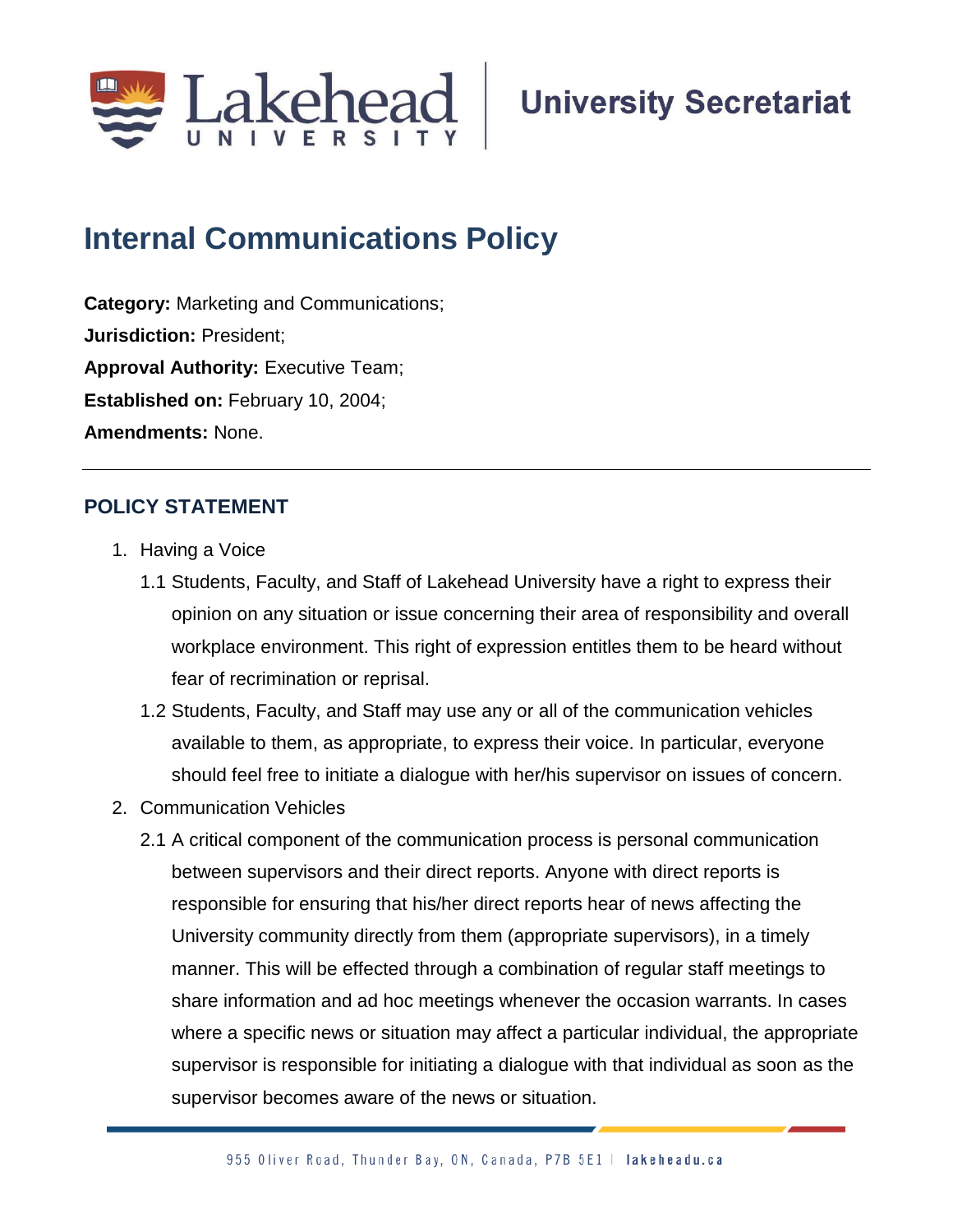Lakehead UNIVERSITY | University Secretariat

# Internal Communications Policy

**Category:** Marketing and Communications;
**Jurisdiction:** President;
**Approval Authority:** Executive Team;
**Established on:** February 10, 2004;
**Amendments:** None.

---

## POLICY STATEMENT

1. Having a Voice
   1.1 Students, Faculty, and Staff of Lakehead University have a right to express their opinion on any situation or issue concerning their area of responsibility and overall workplace environment. This right of expression entitles them to be heard without fear of recrimination or reprisal.
   1.2 Students, Faculty, and Staff may use any or all of the communication vehicles available to them, as appropriate, to express their voice. In particular, everyone should feel free to initiate a dialogue with her/his supervisor on issues of concern.
2. Communication Vehicles
   2.1 A critical component of the communication process is personal communication between supervisors and their direct reports. Anyone with direct reports is responsible for ensuring that his/her direct reports hear of news affecting the University community directly from them (appropriate supervisors), in a timely manner. This will be effected through a combination of regular staff meetings to share information and ad hoc meetings whenever the occasion warrants. In cases where a specific news or situation may affect a particular individual, the appropriate supervisor is responsible for initiating a dialogue with that individual as soon as the supervisor becomes aware of the news or situation.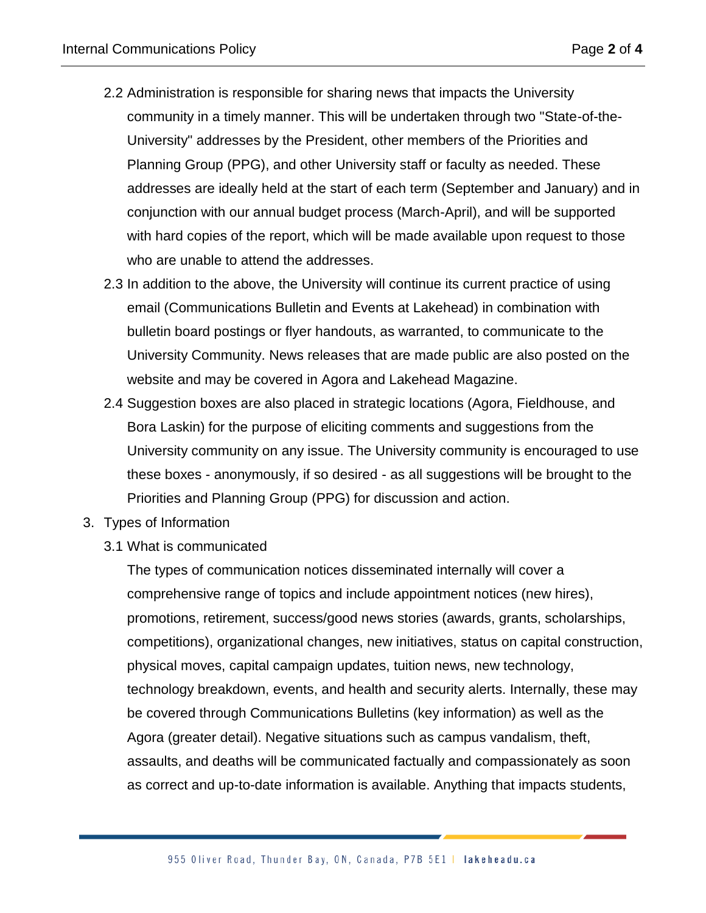2.2 Administration is responsible for sharing news that impacts the University community in a timely manner. This will be undertaken through two "State-of-the-University" addresses by the President, other members of the Priorities and Planning Group (PPG), and other University staff or faculty as needed. These addresses are ideally held at the start of each term (September and January) and in conjunction with our annual budget process (March-April), and will be supported with hard copies of the report, which will be made available upon request to those who are unable to attend the addresses.

2.3 In addition to the above, the University will continue its current practice of using email (Communications Bulletin and Events at Lakehead) in combination with bulletin board postings or flyer handouts, as warranted, to communicate to the University Community. News releases that are made public are also posted on the website and may be covered in Agora and Lakehead Magazine.

2.4 Suggestion boxes are also placed in strategic locations (Agora, Fieldhouse, and Bora Laskin) for the purpose of eliciting comments and suggestions from the University community on any issue. The University community is encouraged to use these boxes - anonymously, if so desired - as all suggestions will be brought to the Priorities and Planning Group (PPG) for discussion and action.

3. Types of Information

3.1 What is communicated

The types of communication notices disseminated internally will cover a comprehensive range of topics and include appointment notices (new hires), promotions, retirement, success/good news stories (awards, grants, scholarships, competitions), organizational changes, new initiatives, status on capital construction, physical moves, capital campaign updates, tuition news, new technology, technology breakdown, events, and health and security alerts. Internally, these may be covered through Communications Bulletins (key information) as well as the Agora (greater detail). Negative situations such as campus vandalism, theft, assaults, and deaths will be communicated factually and compassionately as soon as correct and up-to-date information is available. Anything that impacts students,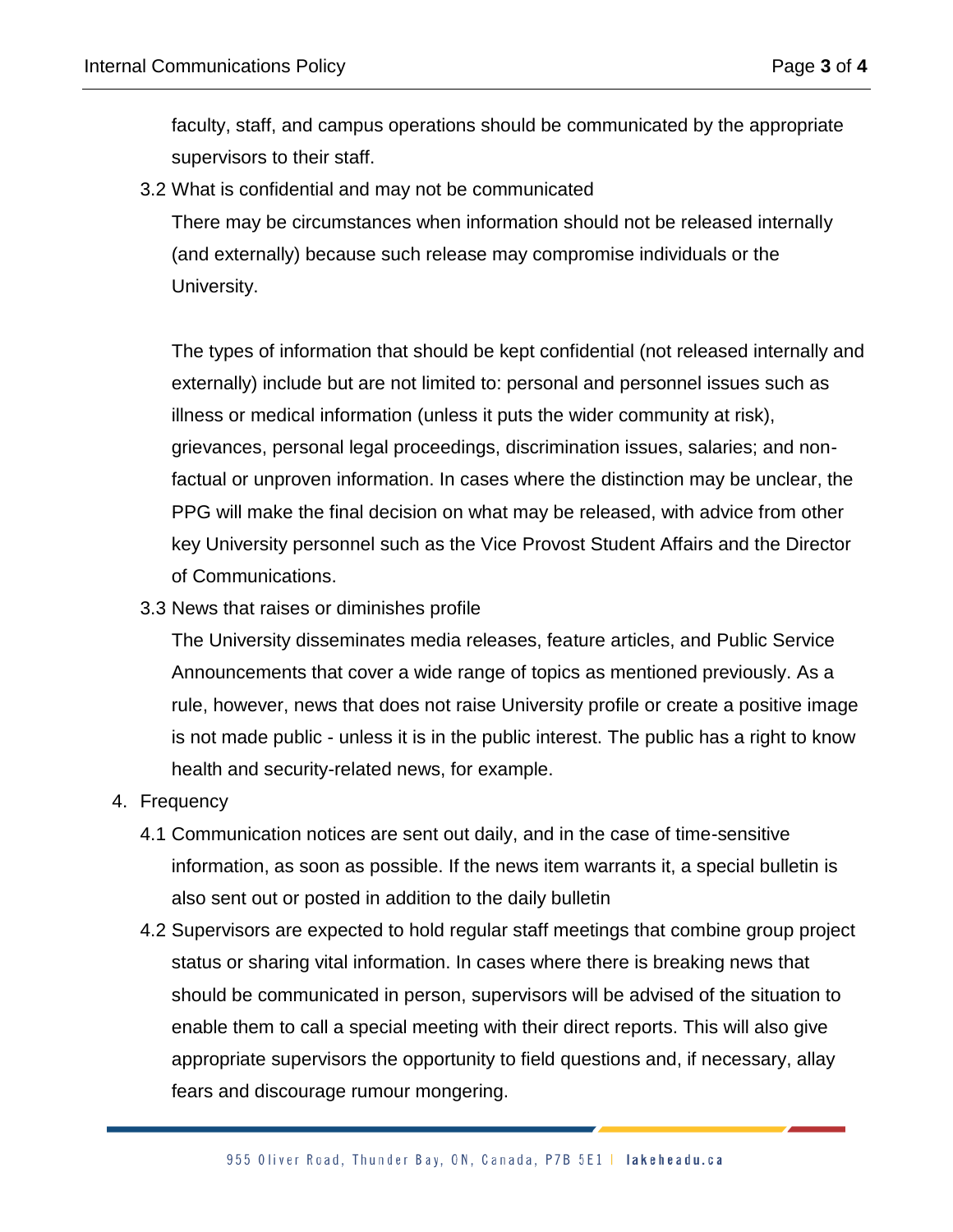faculty, staff, and campus operations should be communicated by the appropriate supervisors to their staff.

3.2 What is confidential and may not be communicated

There may be circumstances when information should not be released internally (and externally) because such release may compromise individuals or the University.

The types of information that should be kept confidential (not released internally and externally) include but are not limited to: personal and personnel issues such as illness or medical information (unless it puts the wider community at risk), grievances, personal legal proceedings, discrimination issues, salaries; and non-factual or unproven information. In cases where the distinction may be unclear, the PPG will make the final decision on what may be released, with advice from other key University personnel such as the Vice Provost Student Affairs and the Director of Communications.

3.3 News that raises or diminishes profile

The University disseminates media releases, feature articles, and Public Service Announcements that cover a wide range of topics as mentioned previously. As a rule, however, news that does not raise University profile or create a positive image is not made public - unless it is in the public interest. The public has a right to know health and security-related news, for example.

4. Frequency

4.1 Communication notices are sent out daily, and in the case of time-sensitive information, as soon as possible. If the news item warrants it, a special bulletin is also sent out or posted in addition to the daily bulletin

4.2 Supervisors are expected to hold regular staff meetings that combine group project status or sharing vital information. In cases where there is breaking news that should be communicated in person, supervisors will be advised of the situation to enable them to call a special meeting with their direct reports. This will also give appropriate supervisors the opportunity to field questions and, if necessary, allay fears and discourage rumour mongering.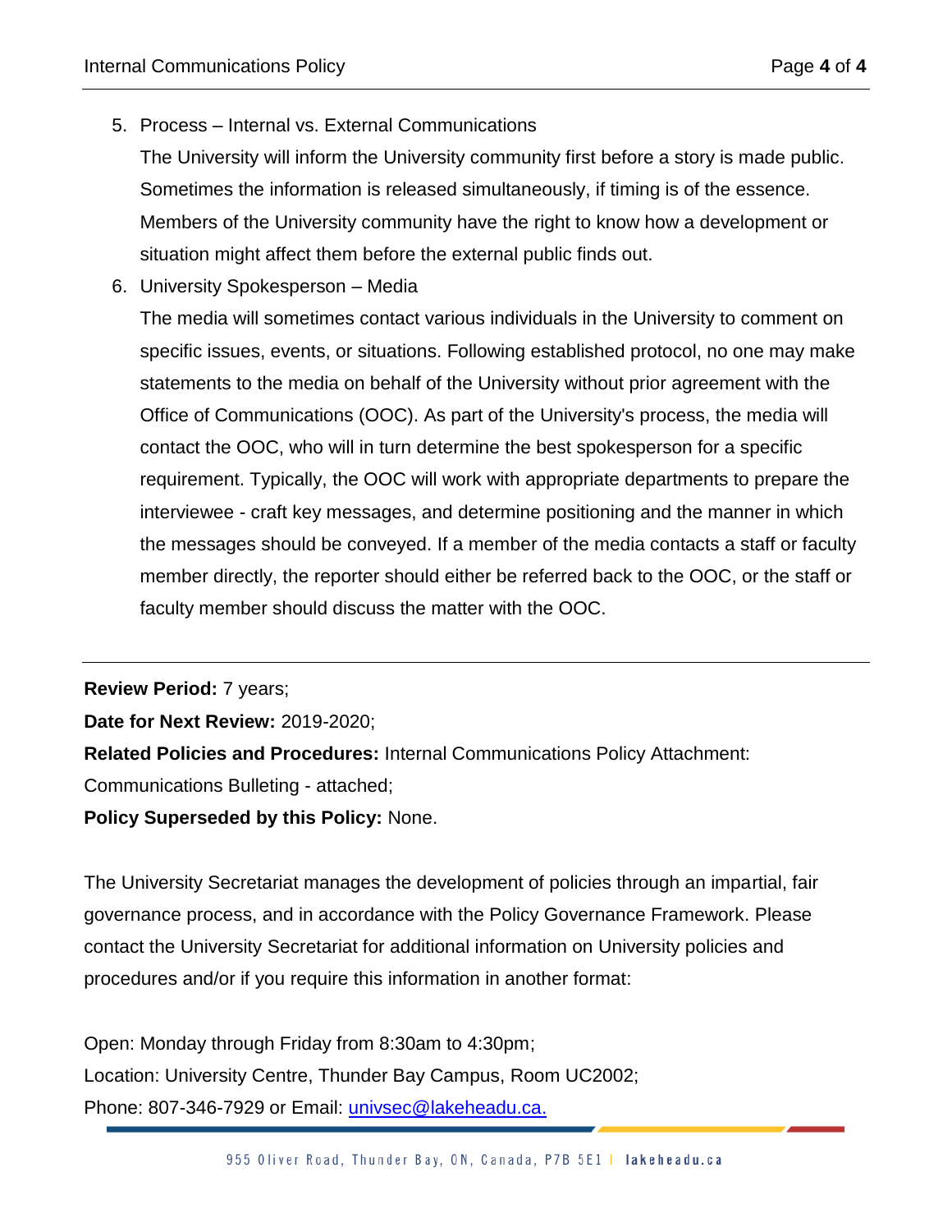5. Process – Internal vs. External Communications

   The University will inform the University community first before a story is made public. Sometimes the information is released simultaneously, if timing is of the essence. Members of the University community have the right to know how a development or situation might affect them before the external public finds out.

6. University Spokesperson – Media

   The media will sometimes contact various individuals in the University to comment on specific issues, events, or situations. Following established protocol, no one may make statements to the media on behalf of the University without prior agreement with the Office of Communications (OOC). As part of the University's process, the media will contact the OOC, who will in turn determine the best spokesperson for a specific requirement. Typically, the OOC will work with appropriate departments to prepare the interviewee - craft key messages, and determine positioning and the manner in which the messages should be conveyed. If a member of the media contacts a staff or faculty member directly, the reporter should either be referred back to the OOC, or the staff or faculty member should discuss the matter with the OOC.

---

**Review Period:** 7 years;

**Date for Next Review:** 2019-2020;

**Related Policies and Procedures:** Internal Communications Policy Attachment: Communications Bulleting - attached;

**Policy Superseded by this Policy:** None.

The University Secretariat manages the development of policies through an impartial, fair governance process, and in accordance with the Policy Governance Framework. Please contact the University Secretariat for additional information on University policies and procedures and/or if you require this information in another format:

Open: Monday through Friday from 8:30am to 4:30pm;
Location: University Centre, Thunder Bay Campus, Room UC2002;
Phone: 807-346-7929 or Email: univsec@lakeheadu.ca.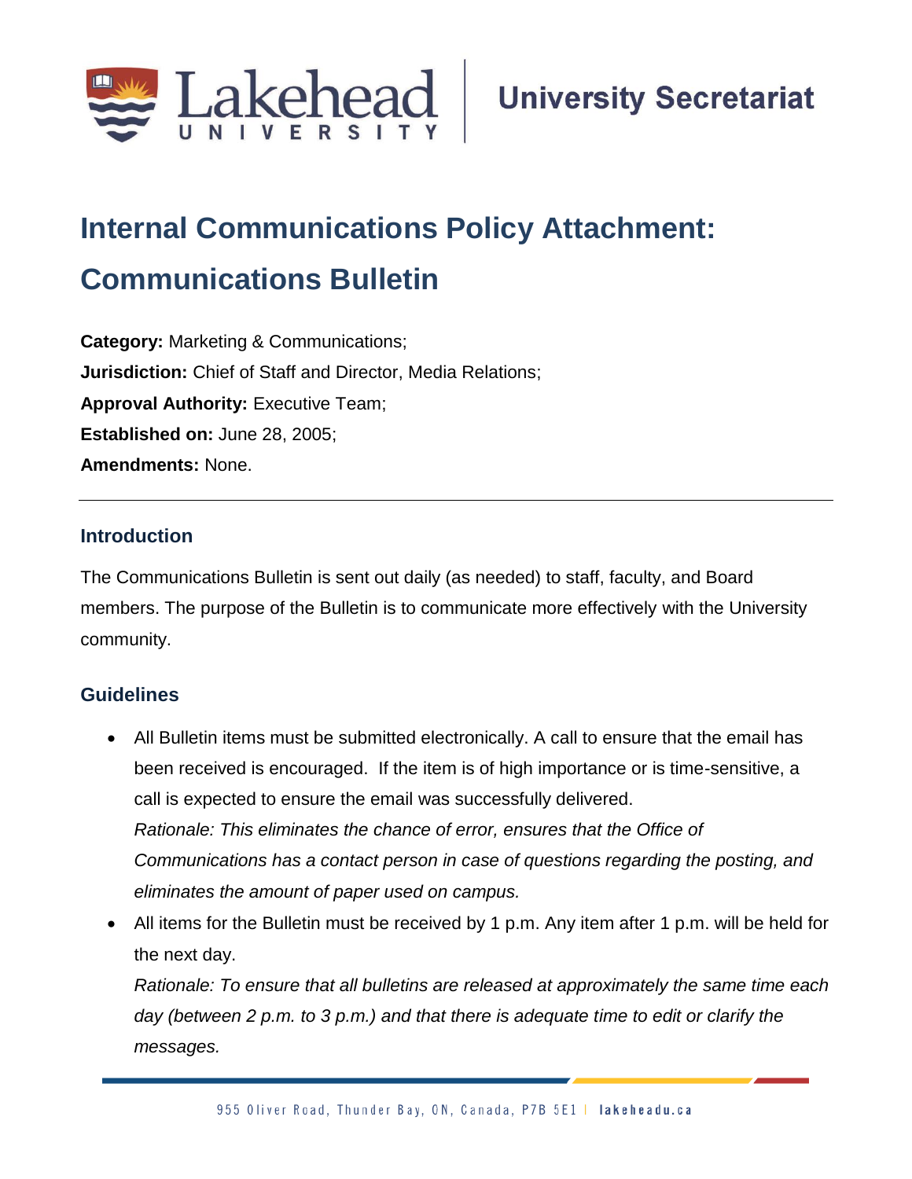# Internal Communications Policy Attachment: Communications Bulletin

**Category:** Marketing & Communications;
**Jurisdiction:** Chief of Staff and Director, Media Relations;
**Approval Authority:** Executive Team;
**Established on:** June 28, 2005;
**Amendments:** None.

---

## Introduction

The Communications Bulletin is sent out daily (as needed) to staff, faculty, and Board members. The purpose of the Bulletin is to communicate more effectively with the University community.

## Guidelines

- All Bulletin items must be submitted electronically. A call to ensure that the email has been received is encouraged. If the item is of high importance or is time-sensitive, a call is expected to ensure the email was successfully delivered.
  *Rationale: This eliminates the chance of error, ensures that the Office of Communications has a contact person in case of questions regarding the posting, and eliminates the amount of paper used on campus.*
- All items for the Bulletin must be received by 1 p.m. Any item after 1 p.m. will be held for the next day.
  *Rationale: To ensure that all bulletins are released at approximately the same time each day (between 2 p.m. to 3 p.m.) and that there is adequate time to edit or clarify the messages.*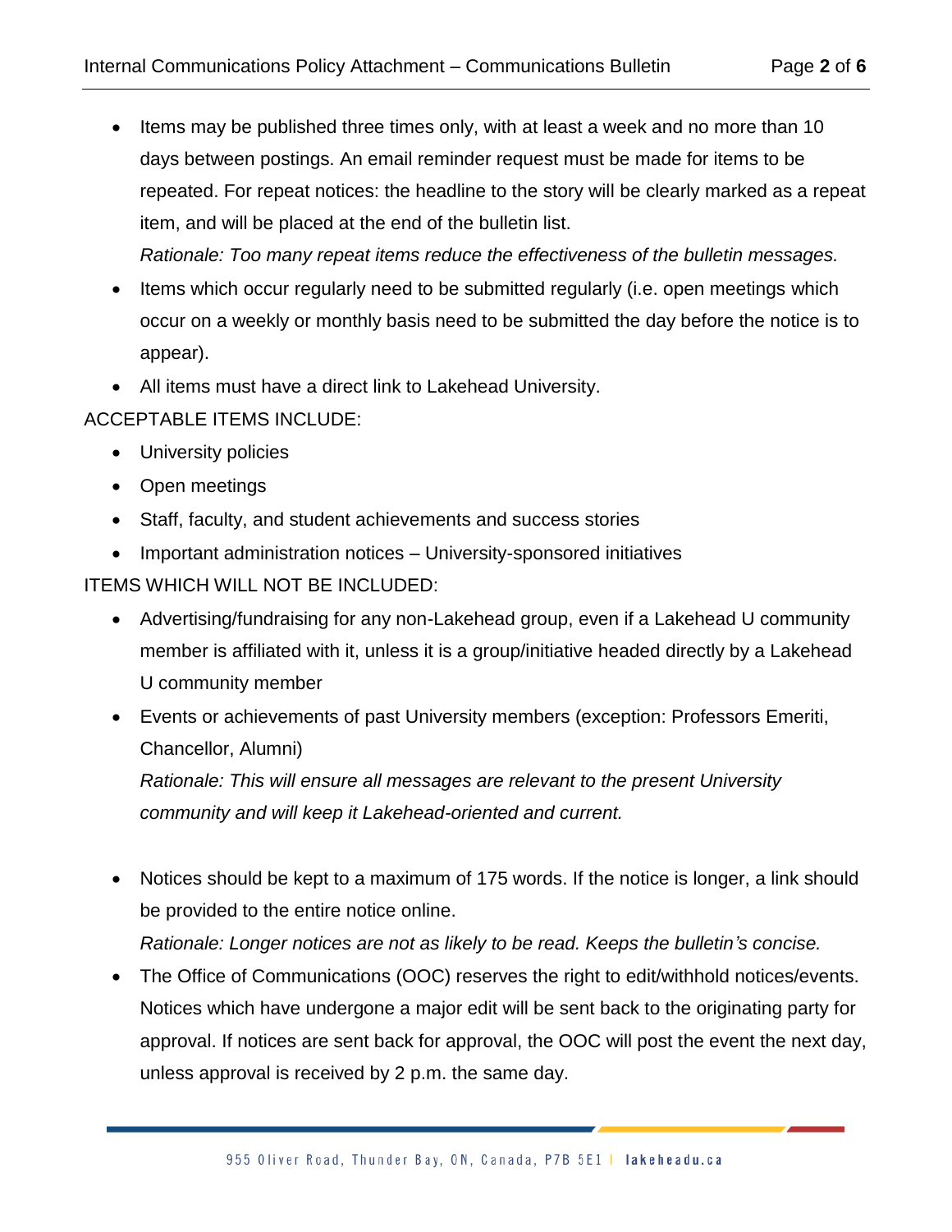- Items may be published three times only, with at least a week and no more than 10 days between postings. An email reminder request must be made for items to be repeated. For repeat notices: the headline to the story will be clearly marked as a repeat item, and will be placed at the end of the bulletin list.
  *Rationale: Too many repeat items reduce the effectiveness of the bulletin messages.*
- Items which occur regularly need to be submitted regularly (i.e. open meetings which occur on a weekly or monthly basis need to be submitted the day before the notice is to appear).
- All items must have a direct link to Lakehead University.

ACCEPTABLE ITEMS INCLUDE:

- University policies
- Open meetings
- Staff, faculty, and student achievements and success stories
- Important administration notices – University-sponsored initiatives

ITEMS WHICH WILL NOT BE INCLUDED:

- Advertising/fundraising for any non-Lakehead group, even if a Lakehead U community member is affiliated with it, unless it is a group/initiative headed directly by a Lakehead U community member
- Events or achievements of past University members (exception: Professors Emeriti, Chancellor, Alumni)
  *Rationale: This will ensure all messages are relevant to the present University community and will keep it Lakehead-oriented and current.*

- Notices should be kept to a maximum of 175 words. If the notice is longer, a link should be provided to the entire notice online.
  *Rationale: Longer notices are not as likely to be read. Keeps the bulletin's concise.*
- The Office of Communications (OOC) reserves the right to edit/withhold notices/events. Notices which have undergone a major edit will be sent back to the originating party for approval. If notices are sent back for approval, the OOC will post the event the next day, unless approval is received by 2 p.m. the same day.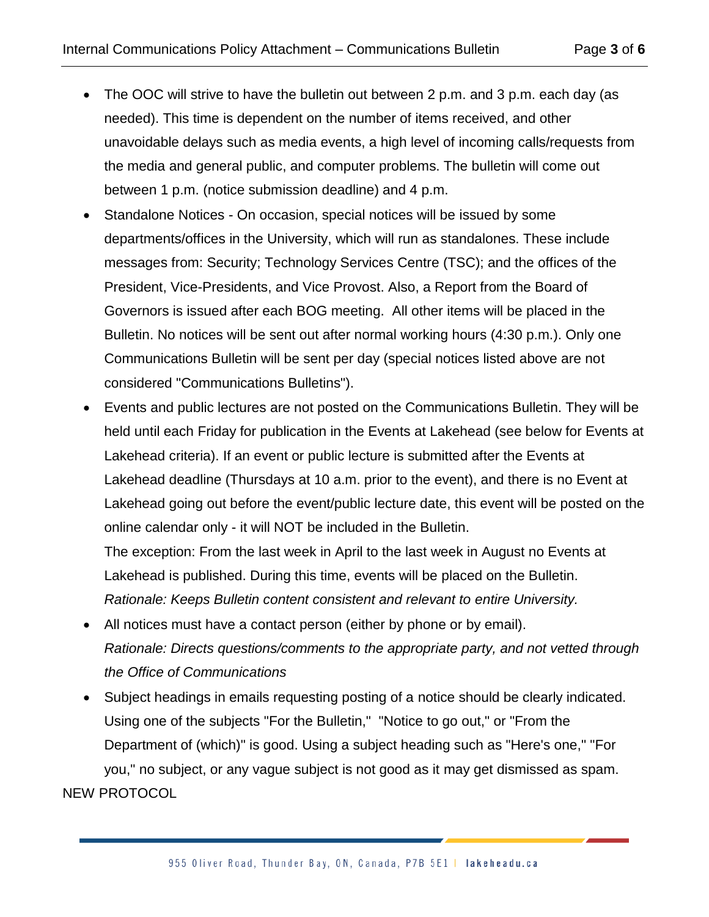- The OOC will strive to have the bulletin out between 2 p.m. and 3 p.m. each day (as needed). This time is dependent on the number of items received, and other unavoidable delays such as media events, a high level of incoming calls/requests from the media and general public, and computer problems. The bulletin will come out between 1 p.m. (notice submission deadline) and 4 p.m.
- Standalone Notices - On occasion, special notices will be issued by some departments/offices in the University, which will run as standalones. These include messages from: Security; Technology Services Centre (TSC); and the offices of the President, Vice-Presidents, and Vice Provost. Also, a Report from the Board of Governors is issued after each BOG meeting. All other items will be placed in the Bulletin. No notices will be sent out after normal working hours (4:30 p.m.). Only one Communications Bulletin will be sent per day (special notices listed above are not considered "Communications Bulletins").
- Events and public lectures are not posted on the Communications Bulletin. They will be held until each Friday for publication in the Events at Lakehead (see below for Events at Lakehead criteria). If an event or public lecture is submitted after the Events at Lakehead deadline (Thursdays at 10 a.m. prior to the event), and there is no Event at Lakehead going out before the event/public lecture date, this event will be posted on the online calendar only - it will NOT be included in the Bulletin.
  The exception: From the last week in April to the last week in August no Events at Lakehead is published. During this time, events will be placed on the Bulletin.
  *Rationale: Keeps Bulletin content consistent and relevant to entire University.*
- All notices must have a contact person (either by phone or by email).
  *Rationale: Directs questions/comments to the appropriate party, and not vetted through the Office of Communications*
- Subject headings in emails requesting posting of a notice should be clearly indicated. Using one of the subjects "For the Bulletin," "Notice to go out," or "From the Department of (which)" is good. Using a subject heading such as "Here's one," "For you," no subject, or any vague subject is not good as it may get dismissed as spam.

NEW PROTOCOL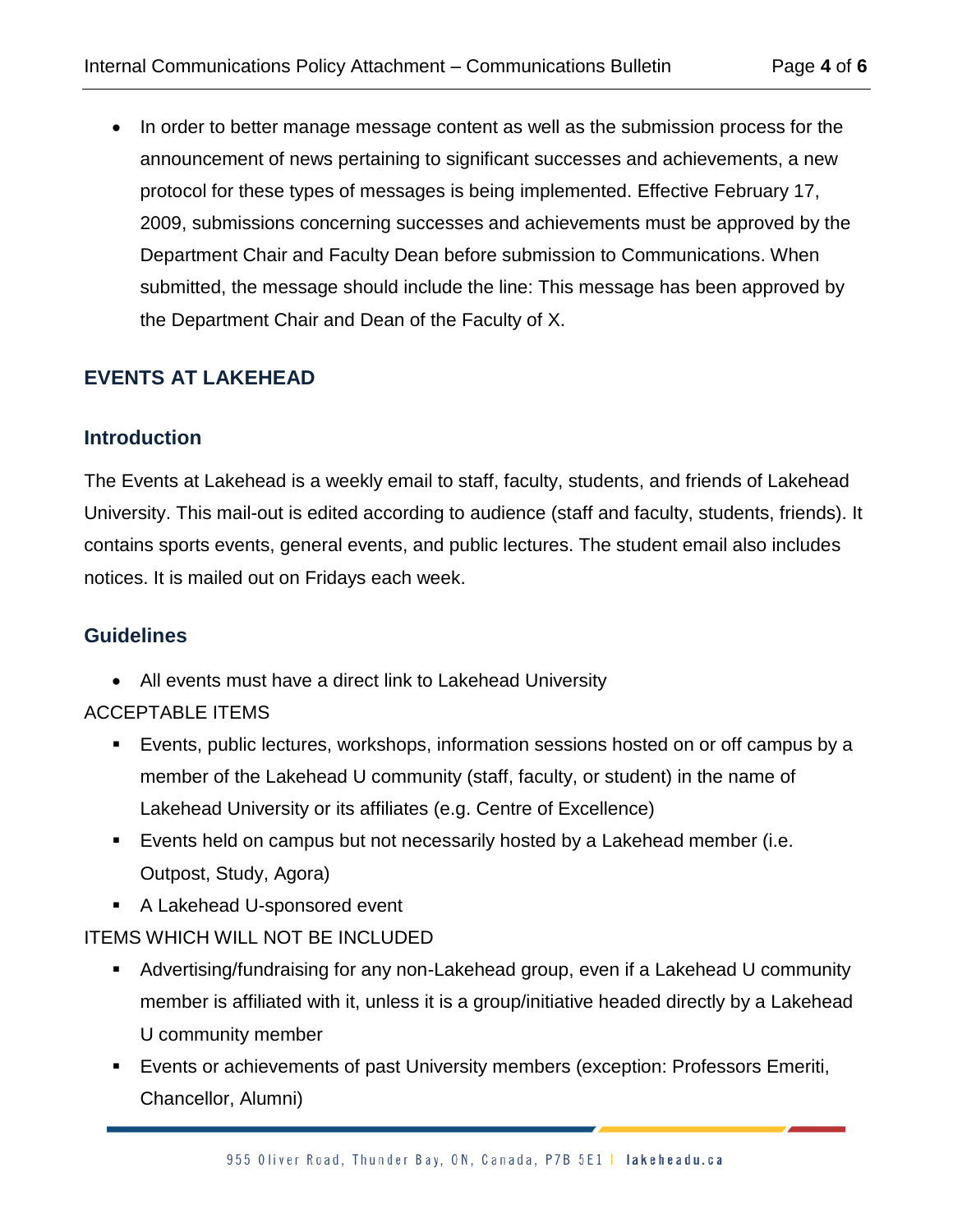- In order to better manage message content as well as the submission process for the announcement of news pertaining to significant successes and achievements, a new protocol for these types of messages is being implemented. Effective February 17, 2009, submissions concerning successes and achievements must be approved by the Department Chair and Faculty Dean before submission to Communications. When submitted, the message should include the line: This message has been approved by the Department Chair and Dean of the Faculty of X.

## EVENTS AT LAKEHEAD

### Introduction

The Events at Lakehead is a weekly email to staff, faculty, students, and friends of Lakehead University. This mail-out is edited according to audience (staff and faculty, students, friends). It contains sports events, general events, and public lectures. The student email also includes notices. It is mailed out on Fridays each week.

### Guidelines

- All events must have a direct link to Lakehead University

ACCEPTABLE ITEMS

- Events, public lectures, workshops, information sessions hosted on or off campus by a member of the Lakehead U community (staff, faculty, or student) in the name of Lakehead University or its affiliates (e.g. Centre of Excellence)
- Events held on campus but not necessarily hosted by a Lakehead member (i.e. Outpost, Study, Agora)
- A Lakehead U-sponsored event

ITEMS WHICH WILL NOT BE INCLUDED

- Advertising/fundraising for any non-Lakehead group, even if a Lakehead U community member is affiliated with it, unless it is a group/initiative headed directly by a Lakehead U community member
- Events or achievements of past University members (exception: Professors Emeriti, Chancellor, Alumni)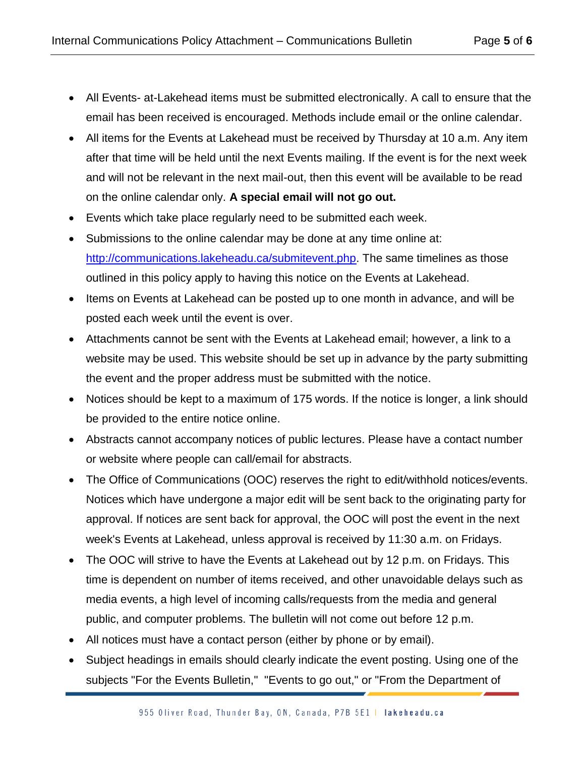- All Events- at-Lakehead items must be submitted electronically. A call to ensure that the email has been received is encouraged. Methods include email or the online calendar.
- All items for the Events at Lakehead must be received by Thursday at 10 a.m. Any item after that time will be held until the next Events mailing. If the event is for the next week and will not be relevant in the next mail-out, then this event will be available to be read on the online calendar only. **A special email will not go out.**
- Events which take place regularly need to be submitted each week.
- Submissions to the online calendar may be done at any time online at: http://communications.lakeheadu.ca/submitevent.php. The same timelines as those outlined in this policy apply to having this notice on the Events at Lakehead.
- Items on Events at Lakehead can be posted up to one month in advance, and will be posted each week until the event is over.
- Attachments cannot be sent with the Events at Lakehead email; however, a link to a website may be used. This website should be set up in advance by the party submitting the event and the proper address must be submitted with the notice.
- Notices should be kept to a maximum of 175 words. If the notice is longer, a link should be provided to the entire notice online.
- Abstracts cannot accompany notices of public lectures. Please have a contact number or website where people can call/email for abstracts.
- The Office of Communications (OOC) reserves the right to edit/withhold notices/events. Notices which have undergone a major edit will be sent back to the originating party for approval. If notices are sent back for approval, the OOC will post the event in the next week's Events at Lakehead, unless approval is received by 11:30 a.m. on Fridays.
- The OOC will strive to have the Events at Lakehead out by 12 p.m. on Fridays. This time is dependent on number of items received, and other unavoidable delays such as media events, a high level of incoming calls/requests from the media and general public, and computer problems. The bulletin will not come out before 12 p.m.
- All notices must have a contact person (either by phone or by email).
- Subject headings in emails should clearly indicate the event posting. Using one of the subjects "For the Events Bulletin," "Events to go out," or "From the Department of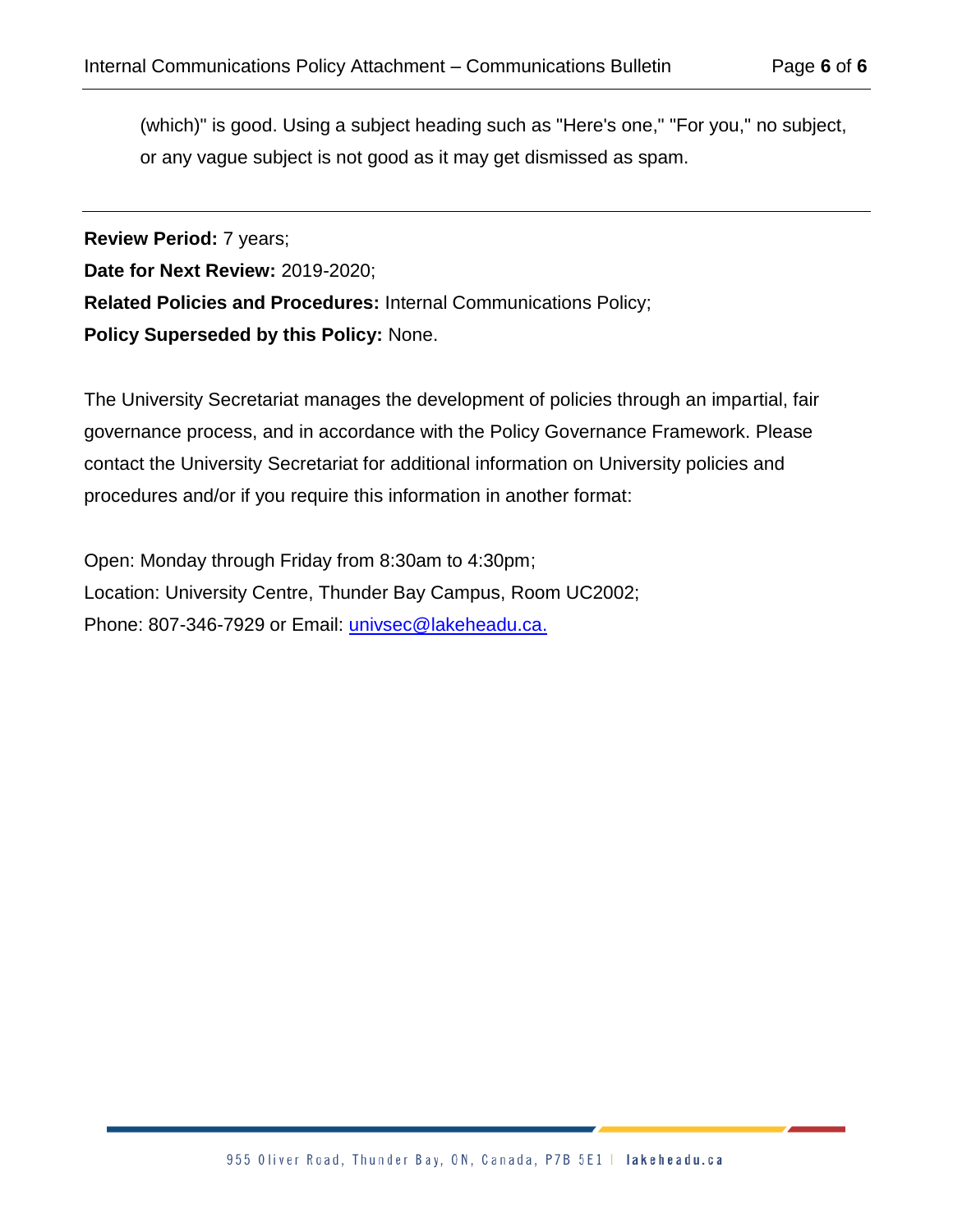(which)" is good. Using a subject heading such as "Here's one," "For you," no subject, or any vague subject is not good as it may get dismissed as spam.

---

**Review Period:** 7 years;
**Date for Next Review:** 2019-2020;
**Related Policies and Procedures:** Internal Communications Policy;
**Policy Superseded by this Policy:** None.

The University Secretariat manages the development of policies through an impartial, fair governance process, and in accordance with the Policy Governance Framework. Please contact the University Secretariat for additional information on University policies and procedures and/or if you require this information in another format:

Open: Monday through Friday from 8:30am to 4:30pm;
Location: University Centre, Thunder Bay Campus, Room UC2002;
Phone: 807-346-7929 or Email: univsec@lakeheadu.ca.